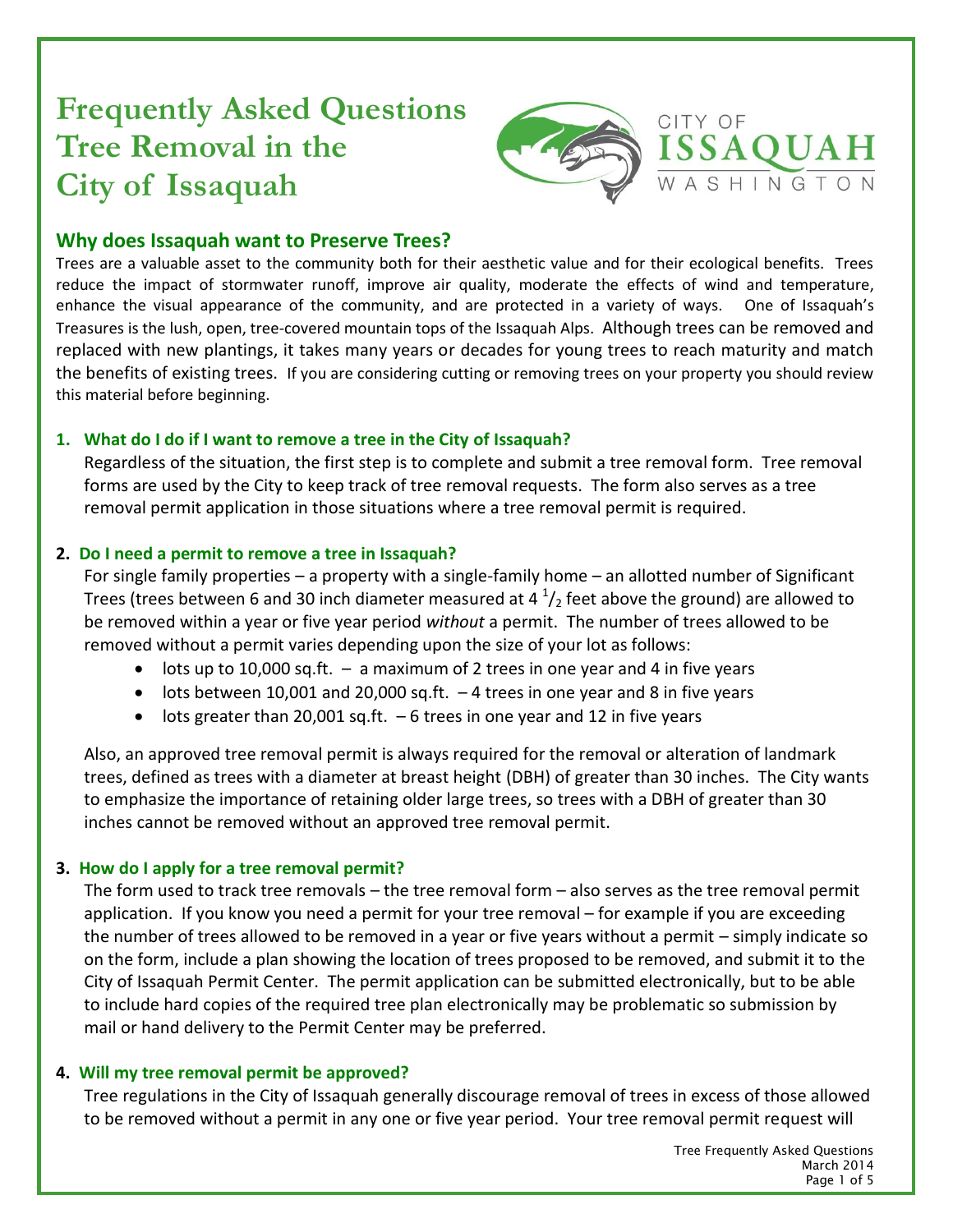# Frequently Asked Questions Tree Removal in the City of Issaquah

CITY OF ISSAQUAH WASHINGTON

## Why does Issaquah want to Preserve Trees?

Trees are a valuable asset to the community both for their aesthetic value and for their ecological benefits. Trees reduce the impact of stormwater runoff, improve air quality, moderate the effects of wind and temperature, enhance the visual appearance of the community, and are protected in a variety of ways. One of Issaquah's Treasures is the lush, open, tree-covered mountain tops of the Issaquah Alps. Although trees can be removed and replaced with new plantings, it takes many years or decades for young trees to reach maturity and match the benefits of existing trees. If you are considering cutting or removing trees on your property you should review this material before beginning.

### 1. What do I do if I want to remove a tree in the City of Issaquah?

Regardless of the situation, the first step is to complete and submit a tree removal form. Tree removal forms are used by the City to keep track of tree removal requests. The form also serves as a tree removal permit application in those situations where a tree removal permit is required.

### 2. Do I need a permit to remove a tree in Issaquah?

For single family properties – a property with a single-family home – an allotted number of Significant Trees (trees between 6 and 30 inch diameter measured at 4 $^{1}/_{2}$ feet above the ground) are allowed to be removed within a year or five year period *without* a permit. The number of trees allowed to be removed without a permit varies depending upon the size of your lot as follows:

- lots up to 10,000 sq.ft. – a maximum of 2 trees in one year and 4 in five years
- lots between 10,001 and 20,000 sq.ft. – 4 trees in one year and 8 in five years
- lots greater than 20,001 sq.ft. – 6 trees in one year and 12 in five years

Also, an approved tree removal permit is always required for the removal or alteration of landmark trees, defined as trees with a diameter at breast height (DBH) of greater than 30 inches. The City wants to emphasize the importance of retaining older large trees, so trees with a DBH of greater than 30 inches cannot be removed without an approved tree removal permit.

### 3. How do I apply for a tree removal permit?

The form used to track tree removals – the tree removal form – also serves as the tree removal permit application. If you know you need a permit for your tree removal – for example if you are exceeding the number of trees allowed to be removed in a year or five years without a permit – simply indicate so on the form, include a plan showing the location of trees proposed to be removed, and submit it to the City of Issaquah Permit Center. The permit application can be submitted electronically, but to be able to include hard copies of the required tree plan electronically may be problematic so submission by mail or hand delivery to the Permit Center may be preferred.

### 4. Will my tree removal permit be approved?

Tree regulations in the City of Issaquah generally discourage removal of trees in excess of those allowed to be removed without a permit in any one or five year period. Your tree removal permit request will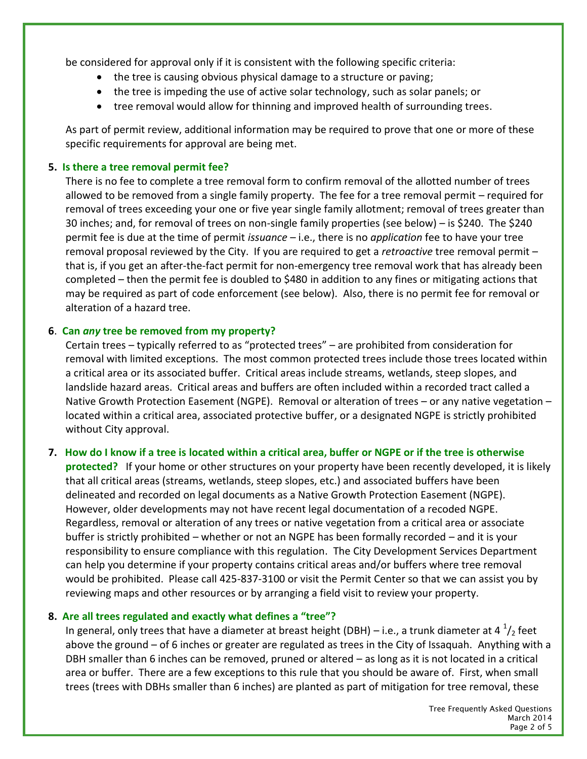be considered for approval only if it is consistent with the following specific criteria:

- the tree is causing obvious physical damage to a structure or paving;
- the tree is impeding the use of active solar technology, such as solar panels; or
- tree removal would allow for thinning and improved health of surrounding trees.

As part of permit review, additional information may be required to prove that one or more of these specific requirements for approval are being met.

**5. Is there a tree removal permit fee?**

There is no fee to complete a tree removal form to confirm removal of the allotted number of trees allowed to be removed from a single family property. The fee for a tree removal permit – required for removal of trees exceeding your one or five year single family allotment; removal of trees greater than 30 inches; and, for removal of trees on non-single family properties (see below) – is $240. The $240 permit fee is due at the time of permit *issuance* – i.e., there is no *application* fee to have your tree removal proposal reviewed by the City. If you are required to get a *retroactive* tree removal permit – that is, if you get an after-the-fact permit for non-emergency tree removal work that has already been completed – then the permit fee is doubled to $480 in addition to any fines or mitigating actions that may be required as part of code enforcement (see below). Also, there is no permit fee for removal or alteration of a hazard tree.

**6. Can *any* tree be removed from my property?**

Certain trees – typically referred to as "protected trees" – are prohibited from consideration for removal with limited exceptions. The most common protected trees include those trees located within a critical area or its associated buffer. Critical areas include streams, wetlands, steep slopes, and landslide hazard areas. Critical areas and buffers are often included within a recorded tract called a Native Growth Protection Easement (NGPE). Removal or alteration of trees – or any native vegetation – located within a critical area, associated protective buffer, or a designated NGPE is strictly prohibited without City approval.

**7. How do I know if a tree is located within a critical area, buffer or NGPE or if the tree is otherwise protected?** If your home or other structures on your property have been recently developed, it is likely that all critical areas (streams, wetlands, steep slopes, etc.) and associated buffers have been delineated and recorded on legal documents as a Native Growth Protection Easement (NGPE). However, older developments may not have recent legal documentation of a recoded NGPE. Regardless, removal or alteration of any trees or native vegetation from a critical area or associate buffer is strictly prohibited – whether or not an NGPE has been formally recorded – and it is your responsibility to ensure compliance with this regulation. The City Development Services Department can help you determine if your property contains critical areas and/or buffers where tree removal would be prohibited. Please call 425-837-3100 or visit the Permit Center so that we can assist you by reviewing maps and other resources or by arranging a field visit to review your property.

**8. Are all trees regulated and exactly what defines a "tree"?**

In general, only trees that have a diameter at breast height (DBH) – i.e., a trunk diameter at 4 $^{1}/_{2}$ feet above the ground – of 6 inches or greater are regulated as trees in the City of Issaquah. Anything with a DBH smaller than 6 inches can be removed, pruned or altered – as long as it is not located in a critical area or buffer. There are a few exceptions to this rule that you should be aware of. First, when small trees (trees with DBHs smaller than 6 inches) are planted as part of mitigation for tree removal, these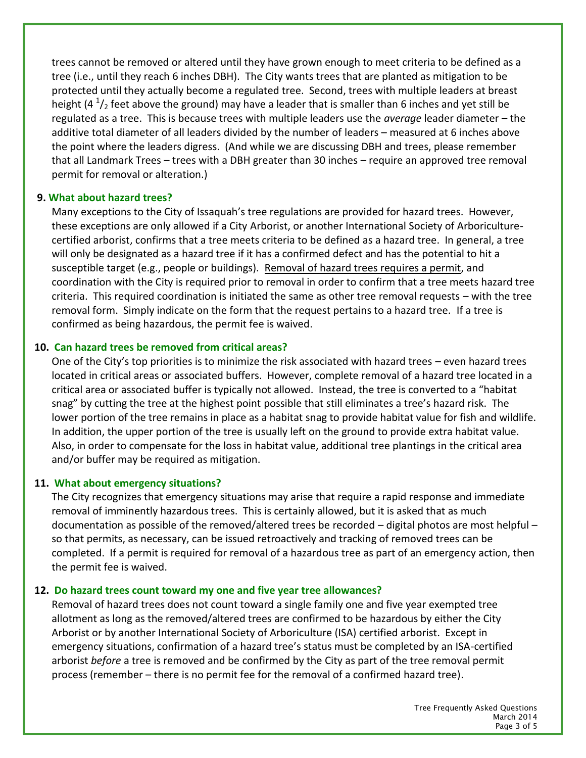trees cannot be removed or altered until they have grown enough to meet criteria to be defined as a tree (i.e., until they reach 6 inches DBH). The City wants trees that are planted as mitigation to be protected until they actually become a regulated tree. Second, trees with multiple leaders at breast height (4 $^1/_2$ feet above the ground) may have a leader that is smaller than 6 inches and yet still be regulated as a tree. This is because trees with multiple leaders use the *average* leader diameter – the additive total diameter of all leaders divided by the number of leaders – measured at 6 inches above the point where the leaders digress. (And while we are discussing DBH and trees, please remember that all Landmark Trees – trees with a DBH greater than 30 inches – require an approved tree removal permit for removal or alteration.)

**9. What about hazard trees?**

Many exceptions to the City of Issaquah's tree regulations are provided for hazard trees. However, these exceptions are only allowed if a City Arborist, or another International Society of Arboriculture-certified arborist, confirms that a tree meets criteria to be defined as a hazard tree. In general, a tree will only be designated as a hazard tree if it has a confirmed defect and has the potential to hit a susceptible target (e.g., people or buildings). Removal of hazard trees requires a permit, and coordination with the City is required prior to removal in order to confirm that a tree meets hazard tree criteria. This required coordination is initiated the same as other tree removal requests – with the tree removal form. Simply indicate on the form that the request pertains to a hazard tree. If a tree is confirmed as being hazardous, the permit fee is waived.

**10. Can hazard trees be removed from critical areas?**

One of the City's top priorities is to minimize the risk associated with hazard trees – even hazard trees located in critical areas or associated buffers. However, complete removal of a hazard tree located in a critical area or associated buffer is typically not allowed. Instead, the tree is converted to a "habitat snag" by cutting the tree at the highest point possible that still eliminates a tree's hazard risk. The lower portion of the tree remains in place as a habitat snag to provide habitat value for fish and wildlife. In addition, the upper portion of the tree is usually left on the ground to provide extra habitat value. Also, in order to compensate for the loss in habitat value, additional tree plantings in the critical area and/or buffer may be required as mitigation.

**11. What about emergency situations?**

The City recognizes that emergency situations may arise that require a rapid response and immediate removal of imminently hazardous trees. This is certainly allowed, but it is asked that as much documentation as possible of the removed/altered trees be recorded – digital photos are most helpful – so that permits, as necessary, can be issued retroactively and tracking of removed trees can be completed. If a permit is required for removal of a hazardous tree as part of an emergency action, then the permit fee is waived.

**12. Do hazard trees count toward my one and five year tree allowances?**

Removal of hazard trees does not count toward a single family one and five year exempted tree allotment as long as the removed/altered trees are confirmed to be hazardous by either the City Arborist or by another International Society of Arboriculture (ISA) certified arborist. Except in emergency situations, confirmation of a hazard tree's status must be completed by an ISA-certified arborist *before* a tree is removed and be confirmed by the City as part of the tree removal permit process (remember – there is no permit fee for the removal of a confirmed hazard tree).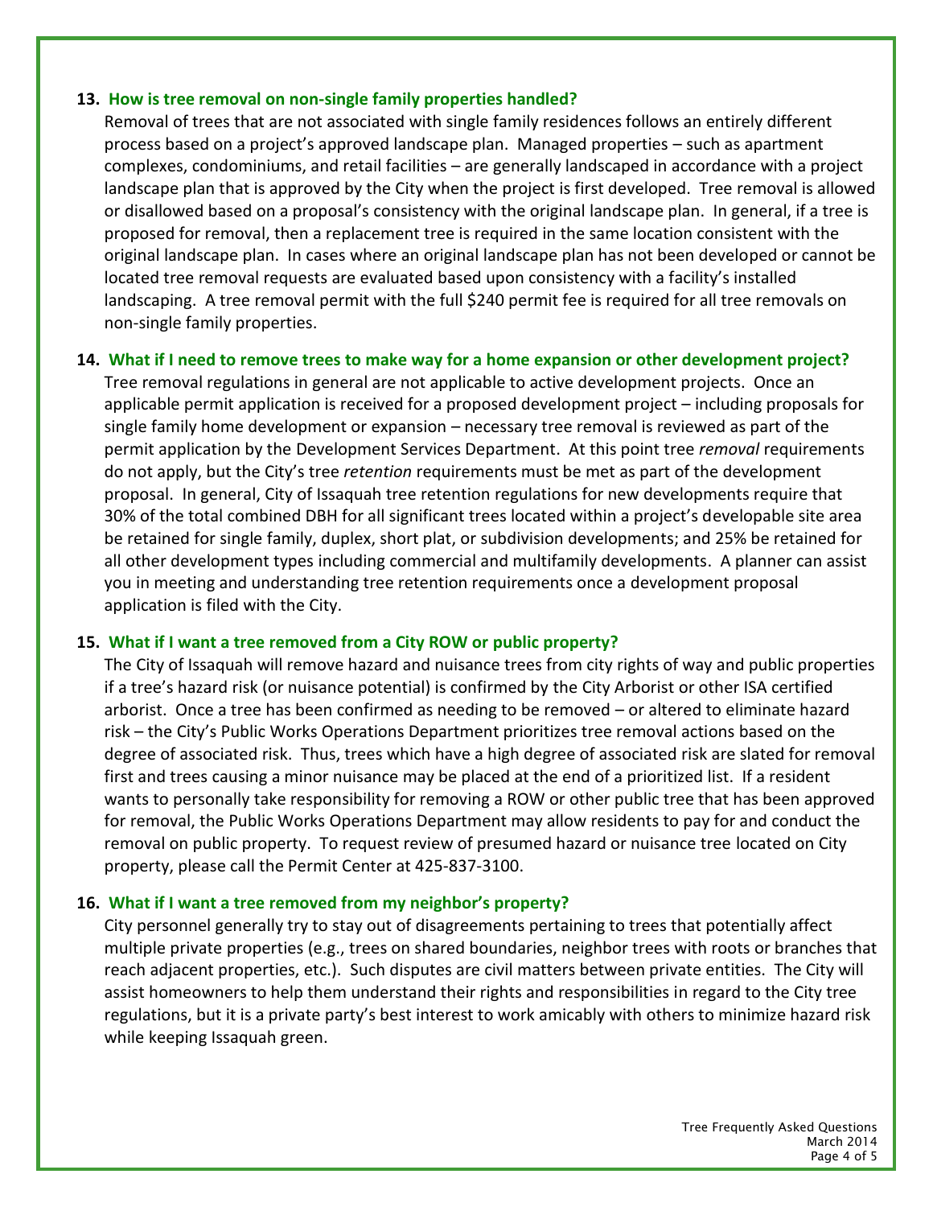**13. How is tree removal on non-single family properties handled?**

Removal of trees that are not associated with single family residences follows an entirely different process based on a project's approved landscape plan. Managed properties – such as apartment complexes, condominiums, and retail facilities – are generally landscaped in accordance with a project landscape plan that is approved by the City when the project is first developed. Tree removal is allowed or disallowed based on a proposal's consistency with the original landscape plan. In general, if a tree is proposed for removal, then a replacement tree is required in the same location consistent with the original landscape plan. In cases where an original landscape plan has not been developed or cannot be located tree removal requests are evaluated based upon consistency with a facility's installed landscaping. A tree removal permit with the full $240 permit fee is required for all tree removals on non-single family properties.

**14. What if I need to remove trees to make way for a home expansion or other development project?**

Tree removal regulations in general are not applicable to active development projects. Once an applicable permit application is received for a proposed development project – including proposals for single family home development or expansion – necessary tree removal is reviewed as part of the permit application by the Development Services Department. At this point tree *removal* requirements do not apply, but the City's tree *retention* requirements must be met as part of the development proposal. In general, City of Issaquah tree retention regulations for new developments require that 30% of the total combined DBH for all significant trees located within a project's developable site area be retained for single family, duplex, short plat, or subdivision developments; and 25% be retained for all other development types including commercial and multifamily developments. A planner can assist you in meeting and understanding tree retention requirements once a development proposal application is filed with the City.

**15. What if I want a tree removed from a City ROW or public property?**

The City of Issaquah will remove hazard and nuisance trees from city rights of way and public properties if a tree's hazard risk (or nuisance potential) is confirmed by the City Arborist or other ISA certified arborist. Once a tree has been confirmed as needing to be removed – or altered to eliminate hazard risk – the City's Public Works Operations Department prioritizes tree removal actions based on the degree of associated risk. Thus, trees which have a high degree of associated risk are slated for removal first and trees causing a minor nuisance may be placed at the end of a prioritized list. If a resident wants to personally take responsibility for removing a ROW or other public tree that has been approved for removal, the Public Works Operations Department may allow residents to pay for and conduct the removal on public property. To request review of presumed hazard or nuisance tree located on City property, please call the Permit Center at 425-837-3100.

**16. What if I want a tree removed from my neighbor's property?**

City personnel generally try to stay out of disagreements pertaining to trees that potentially affect multiple private properties (e.g., trees on shared boundaries, neighbor trees with roots or branches that reach adjacent properties, etc.). Such disputes are civil matters between private entities. The City will assist homeowners to help them understand their rights and responsibilities in regard to the City tree regulations, but it is a private party's best interest to work amicably with others to minimize hazard risk while keeping Issaquah green.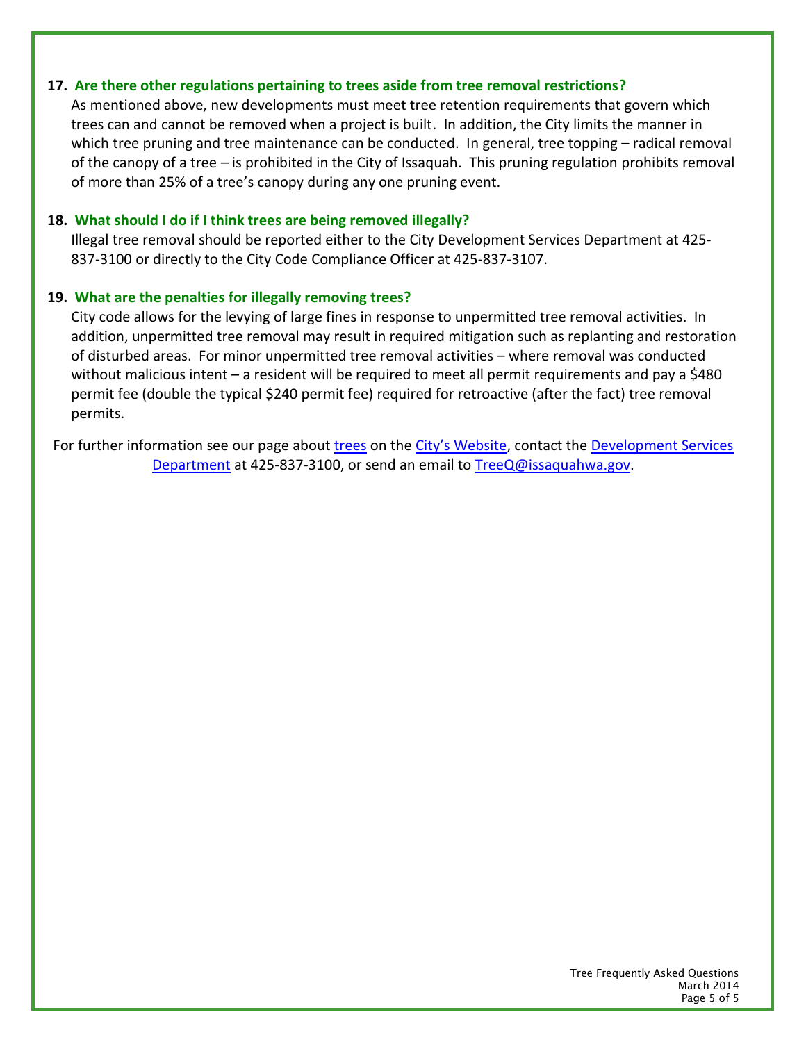**17. Are there other regulations pertaining to trees aside from tree removal restrictions?**

As mentioned above, new developments must meet tree retention requirements that govern which trees can and cannot be removed when a project is built. In addition, the City limits the manner in which tree pruning and tree maintenance can be conducted. In general, tree topping – radical removal of the canopy of a tree – is prohibited in the City of Issaquah. This pruning regulation prohibits removal of more than 25% of a tree's canopy during any one pruning event.

**18. What should I do if I think trees are being removed illegally?**

Illegal tree removal should be reported either to the City Development Services Department at 425-837-3100 or directly to the City Code Compliance Officer at 425-837-3107.

**19. What are the penalties for illegally removing trees?**

City code allows for the levying of large fines in response to unpermitted tree removal activities. In addition, unpermitted tree removal may result in required mitigation such as replanting and restoration of disturbed areas. For minor unpermitted tree removal activities – where removal was conducted without malicious intent – a resident will be required to meet all permit requirements and pay a $480 permit fee (double the typical $240 permit fee) required for retroactive (after the fact) tree removal permits.

For further information see our page about trees on the City's Website, contact the Development Services Department at 425-837-3100, or send an email to TreeQ@issaquahwa.gov.